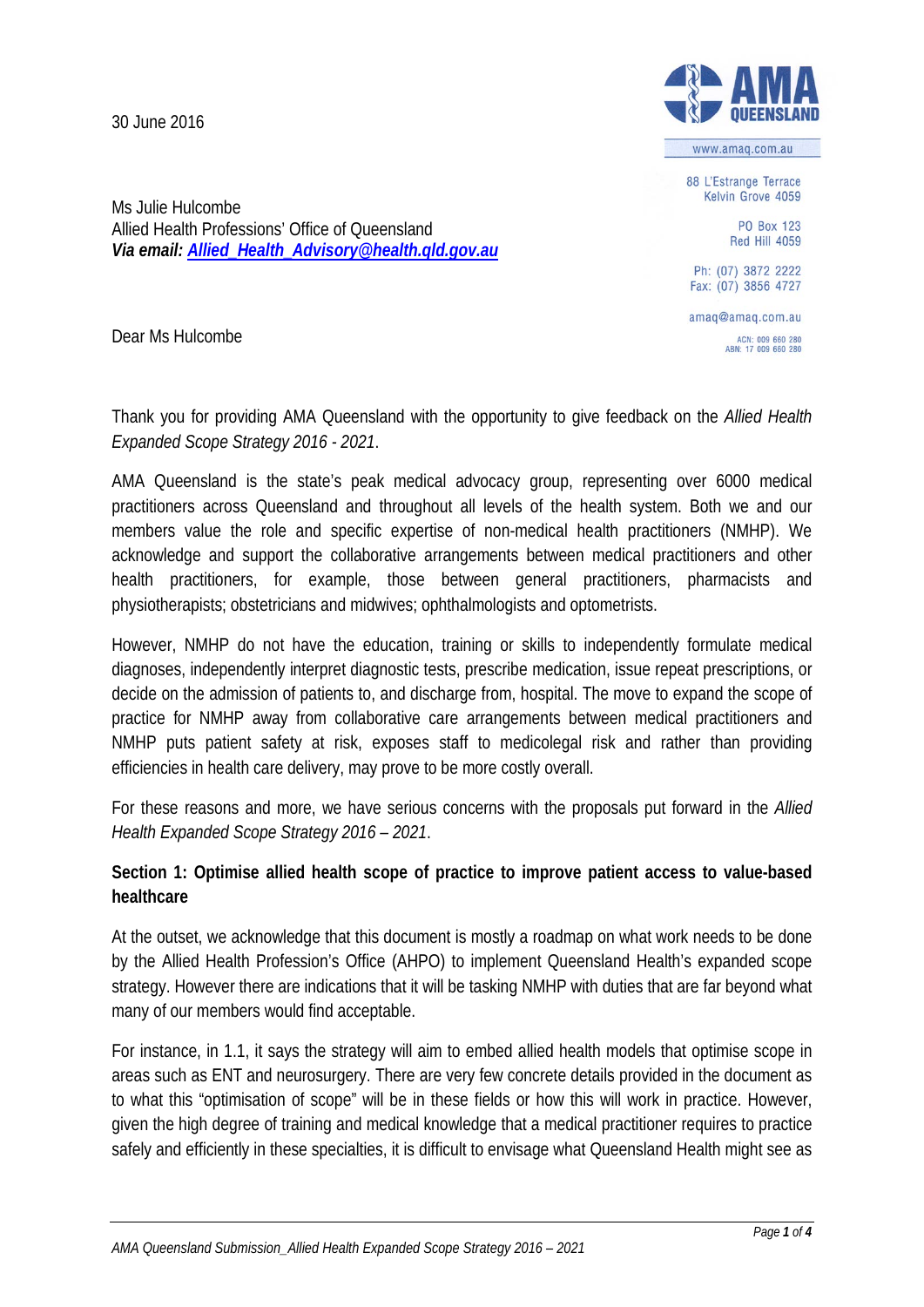30 June 2016

AMA QUEENSLAND

www.amaq.com.au

88 L'Estrange Terrace
Kelvin Grove 4059

PO Box 123
Red Hill 4059

Ph: (07) 3872 2222
Fax: (07) 3856 4727

amaq@amaq.com.au

ACN: 009 660 280
ABN: 17 009 660 280

Ms Julie Hulcombe
Allied Health Professions' Office of Queensland
***Via email: Allied_Health_Advisory@health.qld.gov.au***

Dear Ms Hulcombe

Thank you for providing AMA Queensland with the opportunity to give feedback on the *Allied Health Expanded Scope Strategy 2016 - 2021*.

AMA Queensland is the state's peak medical advocacy group, representing over 6000 medical practitioners across Queensland and throughout all levels of the health system. Both we and our members value the role and specific expertise of non-medical health practitioners (NMHP). We acknowledge and support the collaborative arrangements between medical practitioners and other health practitioners, for example, those between general practitioners, pharmacists and physiotherapists; obstetricians and midwives; ophthalmologists and optometrists.

However, NMHP do not have the education, training or skills to independently formulate medical diagnoses, independently interpret diagnostic tests, prescribe medication, issue repeat prescriptions, or decide on the admission of patients to, and discharge from, hospital. The move to expand the scope of practice for NMHP away from collaborative care arrangements between medical practitioners and NMHP puts patient safety at risk, exposes staff to medicolegal risk and rather than providing efficiencies in health care delivery, may prove to be more costly overall.

For these reasons and more, we have serious concerns with the proposals put forward in the *Allied Health Expanded Scope Strategy 2016 – 2021*.

**Section 1: Optimise allied health scope of practice to improve patient access to value-based healthcare**

At the outset, we acknowledge that this document is mostly a roadmap on what work needs to be done by the Allied Health Profession's Office (AHPO) to implement Queensland Health's expanded scope strategy. However there are indications that it will be tasking NMHP with duties that are far beyond what many of our members would find acceptable.

For instance, in 1.1, it says the strategy will aim to embed allied health models that optimise scope in areas such as ENT and neurosurgery. There are very few concrete details provided in the document as to what this "optimisation of scope" will be in these fields or how this will work in practice. However, given the high degree of training and medical knowledge that a medical practitioner requires to practice safely and efficiently in these specialties, it is difficult to envisage what Queensland Health might see as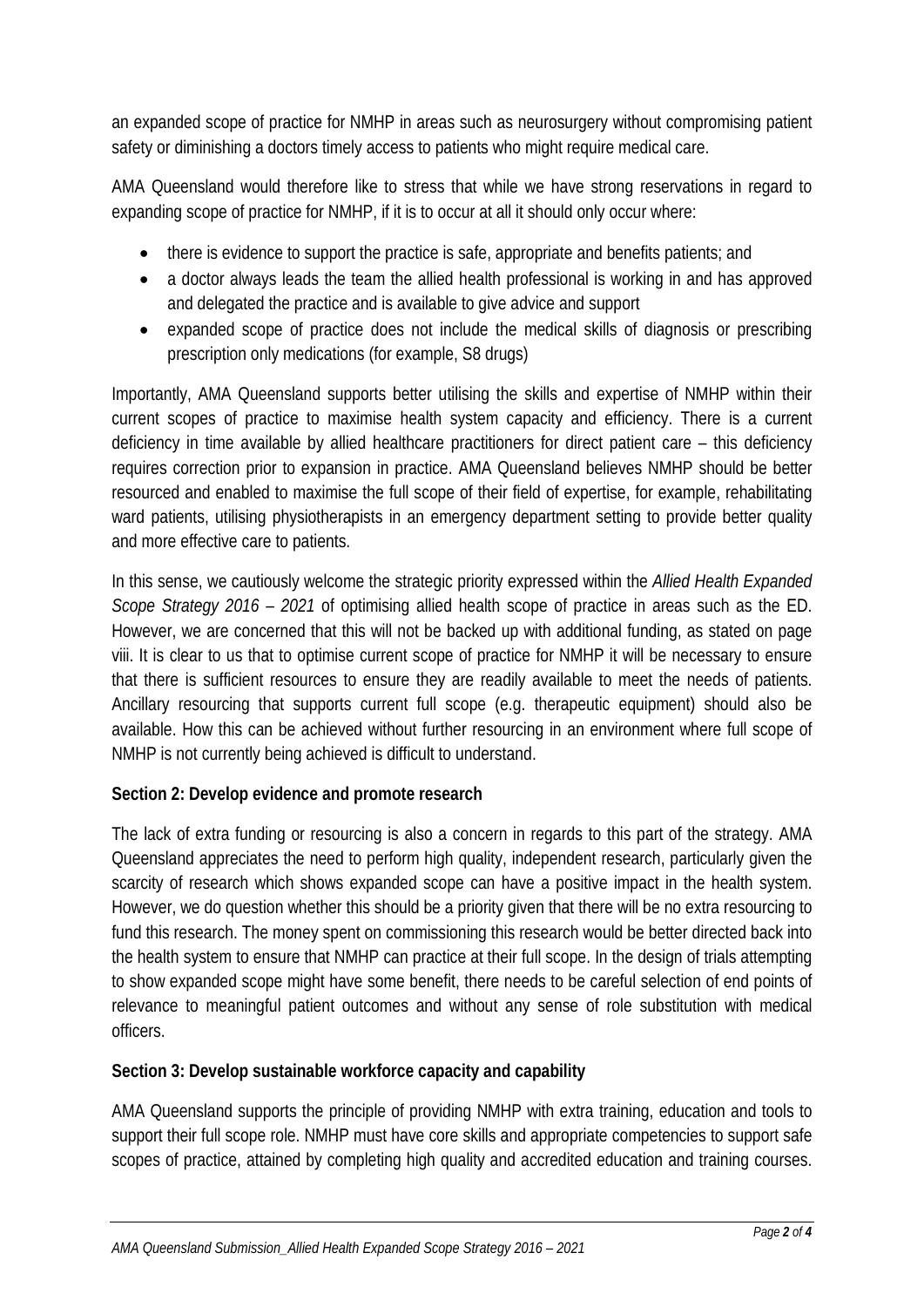an expanded scope of practice for NMHP in areas such as neurosurgery without compromising patient safety or diminishing a doctors timely access to patients who might require medical care.

AMA Queensland would therefore like to stress that while we have strong reservations in regard to expanding scope of practice for NMHP, if it is to occur at all it should only occur where:

- there is evidence to support the practice is safe, appropriate and benefits patients; and
- a doctor always leads the team the allied health professional is working in and has approved and delegated the practice and is available to give advice and support
- expanded scope of practice does not include the medical skills of diagnosis or prescribing prescription only medications (for example, S8 drugs)

Importantly, AMA Queensland supports better utilising the skills and expertise of NMHP within their current scopes of practice to maximise health system capacity and efficiency. There is a current deficiency in time available by allied healthcare practitioners for direct patient care – this deficiency requires correction prior to expansion in practice. AMA Queensland believes NMHP should be better resourced and enabled to maximise the full scope of their field of expertise, for example, rehabilitating ward patients, utilising physiotherapists in an emergency department setting to provide better quality and more effective care to patients.

In this sense, we cautiously welcome the strategic priority expressed within the *Allied Health Expanded Scope Strategy 2016 – 2021* of optimising allied health scope of practice in areas such as the ED. However, we are concerned that this will not be backed up with additional funding, as stated on page viii. It is clear to us that to optimise current scope of practice for NMHP it will be necessary to ensure that there is sufficient resources to ensure they are readily available to meet the needs of patients. Ancillary resourcing that supports current full scope (e.g. therapeutic equipment) should also be available. How this can be achieved without further resourcing in an environment where full scope of NMHP is not currently being achieved is difficult to understand.

**Section 2: Develop evidence and promote research**

The lack of extra funding or resourcing is also a concern in regards to this part of the strategy. AMA Queensland appreciates the need to perform high quality, independent research, particularly given the scarcity of research which shows expanded scope can have a positive impact in the health system. However, we do question whether this should be a priority given that there will be no extra resourcing to fund this research. The money spent on commissioning this research would be better directed back into the health system to ensure that NMHP can practice at their full scope. In the design of trials attempting to show expanded scope might have some benefit, there needs to be careful selection of end points of relevance to meaningful patient outcomes and without any sense of role substitution with medical officers.

**Section 3: Develop sustainable workforce capacity and capability**

AMA Queensland supports the principle of providing NMHP with extra training, education and tools to support their full scope role. NMHP must have core skills and appropriate competencies to support safe scopes of practice, attained by completing high quality and accredited education and training courses.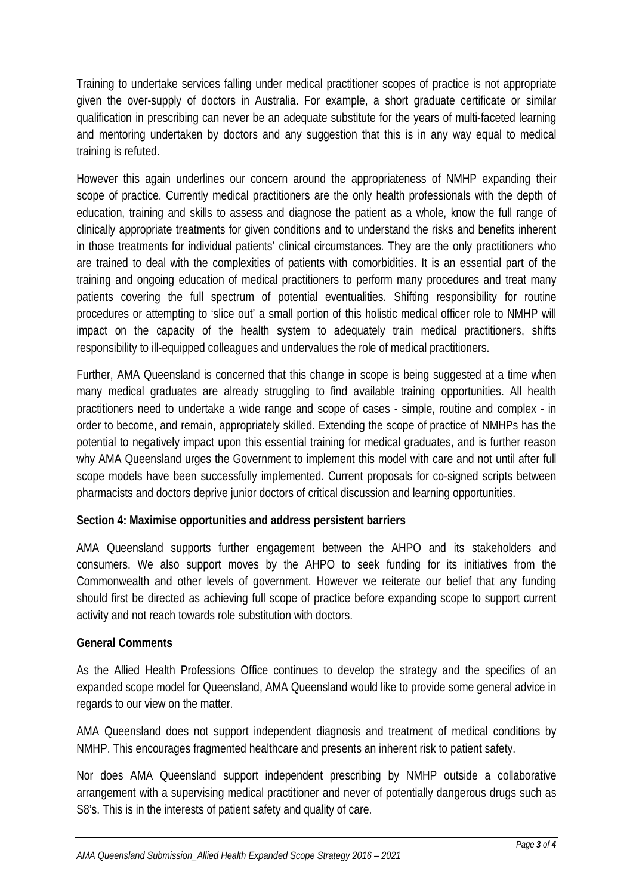Training to undertake services falling under medical practitioner scopes of practice is not appropriate given the over-supply of doctors in Australia. For example, a short graduate certificate or similar qualification in prescribing can never be an adequate substitute for the years of multi-faceted learning and mentoring undertaken by doctors and any suggestion that this is in any way equal to medical training is refuted.

However this again underlines our concern around the appropriateness of NMHP expanding their scope of practice. Currently medical practitioners are the only health professionals with the depth of education, training and skills to assess and diagnose the patient as a whole, know the full range of clinically appropriate treatments for given conditions and to understand the risks and benefits inherent in those treatments for individual patients' clinical circumstances. They are the only practitioners who are trained to deal with the complexities of patients with comorbidities. It is an essential part of the training and ongoing education of medical practitioners to perform many procedures and treat many patients covering the full spectrum of potential eventualities. Shifting responsibility for routine procedures or attempting to 'slice out' a small portion of this holistic medical officer role to NMHP will impact on the capacity of the health system to adequately train medical practitioners, shifts responsibility to ill-equipped colleagues and undervalues the role of medical practitioners.

Further, AMA Queensland is concerned that this change in scope is being suggested at a time when many medical graduates are already struggling to find available training opportunities. All health practitioners need to undertake a wide range and scope of cases - simple, routine and complex - in order to become, and remain, appropriately skilled. Extending the scope of practice of NMHPs has the potential to negatively impact upon this essential training for medical graduates, and is further reason why AMA Queensland urges the Government to implement this model with care and not until after full scope models have been successfully implemented. Current proposals for co-signed scripts between pharmacists and doctors deprive junior doctors of critical discussion and learning opportunities.

**Section 4: Maximise opportunities and address persistent barriers**

AMA Queensland supports further engagement between the AHPO and its stakeholders and consumers. We also support moves by the AHPO to seek funding for its initiatives from the Commonwealth and other levels of government. However we reiterate our belief that any funding should first be directed as achieving full scope of practice before expanding scope to support current activity and not reach towards role substitution with doctors.

**General Comments**

As the Allied Health Professions Office continues to develop the strategy and the specifics of an expanded scope model for Queensland, AMA Queensland would like to provide some general advice in regards to our view on the matter.

AMA Queensland does not support independent diagnosis and treatment of medical conditions by NMHP. This encourages fragmented healthcare and presents an inherent risk to patient safety.

Nor does AMA Queensland support independent prescribing by NMHP outside a collaborative arrangement with a supervising medical practitioner and never of potentially dangerous drugs such as S8's. This is in the interests of patient safety and quality of care.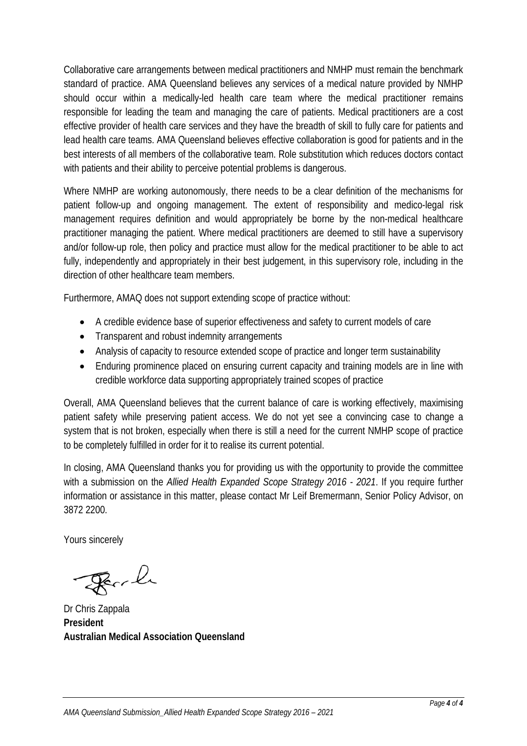Collaborative care arrangements between medical practitioners and NMHP must remain the benchmark standard of practice. AMA Queensland believes any services of a medical nature provided by NMHP should occur within a medically-led health care team where the medical practitioner remains responsible for leading the team and managing the care of patients. Medical practitioners are a cost effective provider of health care services and they have the breadth of skill to fully care for patients and lead health care teams. AMA Queensland believes effective collaboration is good for patients and in the best interests of all members of the collaborative team. Role substitution which reduces doctors contact with patients and their ability to perceive potential problems is dangerous.

Where NMHP are working autonomously, there needs to be a clear definition of the mechanisms for patient follow-up and ongoing management. The extent of responsibility and medico-legal risk management requires definition and would appropriately be borne by the non-medical healthcare practitioner managing the patient. Where medical practitioners are deemed to still have a supervisory and/or follow-up role, then policy and practice must allow for the medical practitioner to be able to act fully, independently and appropriately in their best judgement, in this supervisory role, including in the direction of other healthcare team members.

Furthermore, AMAQ does not support extending scope of practice without:

- A credible evidence base of superior effectiveness and safety to current models of care
- Transparent and robust indemnity arrangements
- Analysis of capacity to resource extended scope of practice and longer term sustainability
- Enduring prominence placed on ensuring current capacity and training models are in line with credible workforce data supporting appropriately trained scopes of practice

Overall, AMA Queensland believes that the current balance of care is working effectively, maximising patient safety while preserving patient access. We do not yet see a convincing case to change a system that is not broken, especially when there is still a need for the current NMHP scope of practice to be completely fulfilled in order for it to realise its current potential.

In closing, AMA Queensland thanks you for providing us with the opportunity to provide the committee with a submission on the *Allied Health Expanded Scope Strategy 2016 - 2021*. If you require further information or assistance in this matter, please contact Mr Leif Bremermann, Senior Policy Advisor, on 3872 2200.

Yours sincerely

Dr Chris Zappala
**President**
**Australian Medical Association Queensland**